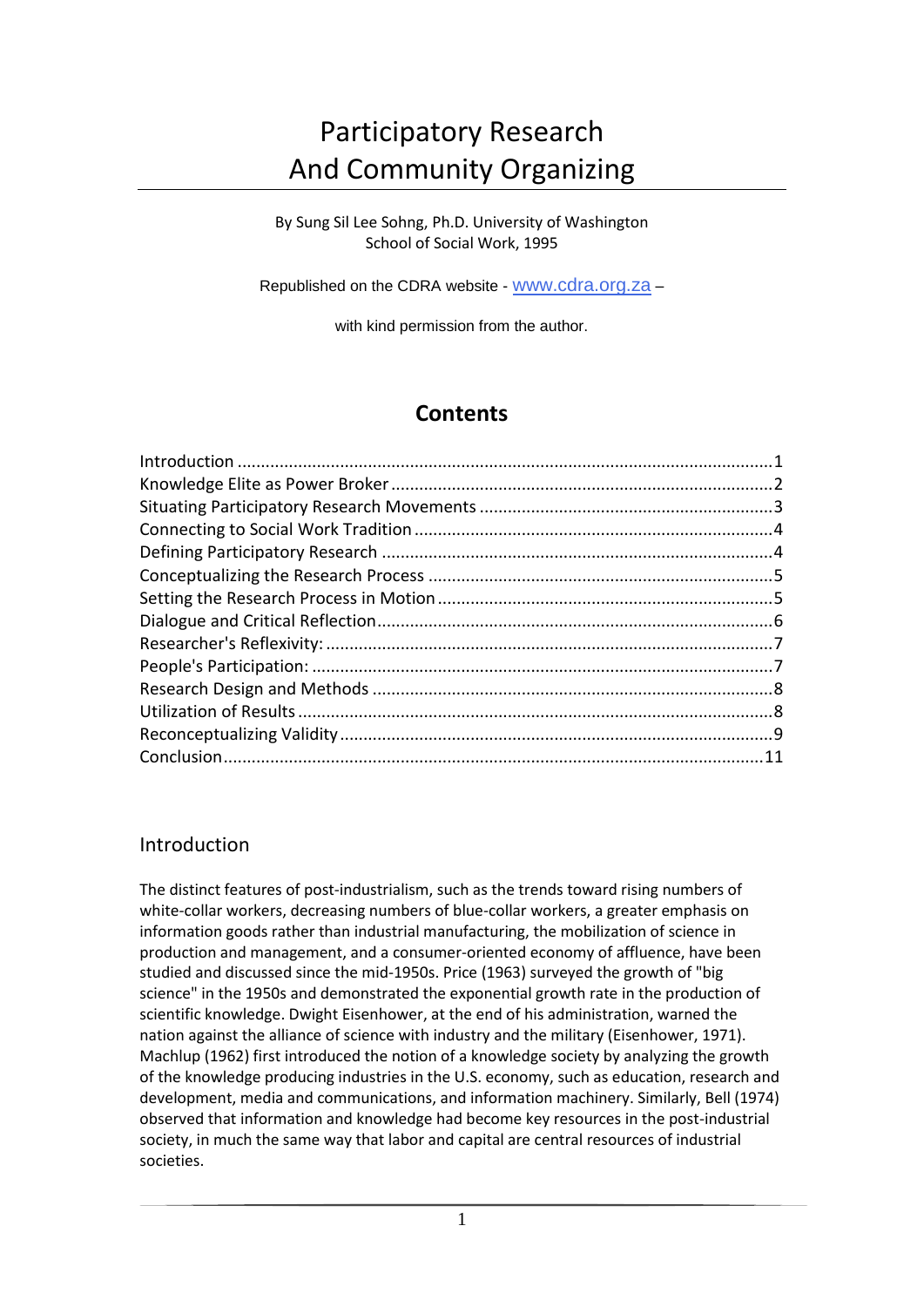# Participatory Research And Community Organizing

By Sung Sil Lee Sohng, Ph.D. University of Washington School of Social Work, 1995

Republished on the CDRA website - www.cdra.org.za –

with kind permission from the author.

## Contents

Introduction .....1
Knowledge Elite as Power Broker .....2
Situating Participatory Research Movements .....3
Connecting to Social Work Tradition .....4
Defining Participatory Research .....4
Conceptualizing the Research Process .....5
Setting the Research Process in Motion .....5
Dialogue and Critical Reflection .....6
Researcher's Reflexivity: .....7
People's Participation: .....7
Research Design and Methods .....8
Utilization of Results .....8
Reconceptualizing Validity .....9
Conclusion .....11

## Introduction

The distinct features of post-industrialism, such as the trends toward rising numbers of white-collar workers, decreasing numbers of blue-collar workers, a greater emphasis on information goods rather than industrial manufacturing, the mobilization of science in production and management, and a consumer-oriented economy of affluence, have been studied and discussed since the mid-1950s. Price (1963) surveyed the growth of "big science" in the 1950s and demonstrated the exponential growth rate in the production of scientific knowledge. Dwight Eisenhower, at the end of his administration, warned the nation against the alliance of science with industry and the military (Eisenhower, 1971). Machlup (1962) first introduced the notion of a knowledge society by analyzing the growth of the knowledge producing industries in the U.S. economy, such as education, research and development, media and communications, and information machinery. Similarly, Bell (1974) observed that information and knowledge had become key resources in the post-industrial society, in much the same way that labor and capital are central resources of industrial societies.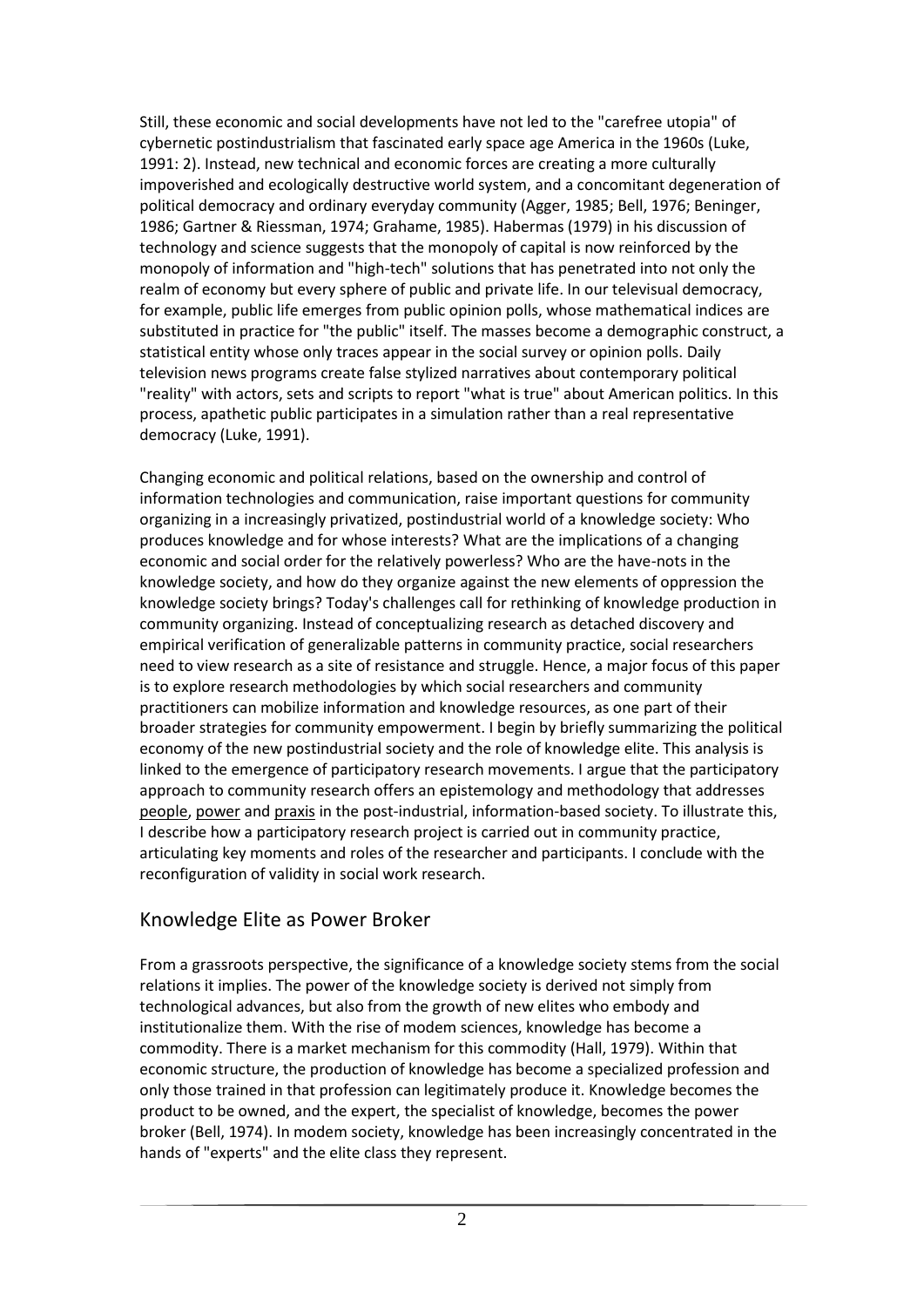Still, these economic and social developments have not led to the "carefree utopia" of cybernetic postindustrialism that fascinated early space age America in the 1960s (Luke, 1991: 2). Instead, new technical and economic forces are creating a more culturally impoverished and ecologically destructive world system, and a concomitant degeneration of political democracy and ordinary everyday community (Agger, 1985; Bell, 1976; Beninger, 1986; Gartner & Riessman, 1974; Grahame, 1985). Habermas (1979) in his discussion of technology and science suggests that the monopoly of capital is now reinforced by the monopoly of information and "high-tech" solutions that has penetrated into not only the realm of economy but every sphere of public and private life. In our televisual democracy, for example, public life emerges from public opinion polls, whose mathematical indices are substituted in practice for "the public" itself. The masses become a demographic construct, a statistical entity whose only traces appear in the social survey or opinion polls. Daily television news programs create false stylized narratives about contemporary political "reality" with actors, sets and scripts to report "what is true" about American politics. In this process, apathetic public participates in a simulation rather than a real representative democracy (Luke, 1991).

Changing economic and political relations, based on the ownership and control of information technologies and communication, raise important questions for community organizing in a increasingly privatized, postindustrial world of a knowledge society: Who produces knowledge and for whose interests? What are the implications of a changing economic and social order for the relatively powerless? Who are the have-nots in the knowledge society, and how do they organize against the new elements of oppression the knowledge society brings? Today's challenges call for rethinking of knowledge production in community organizing. Instead of conceptualizing research as detached discovery and empirical verification of generalizable patterns in community practice, social researchers need to view research as a site of resistance and struggle. Hence, a major focus of this paper is to explore research methodologies by which social researchers and community practitioners can mobilize information and knowledge resources, as one part of their broader strategies for community empowerment. I begin by briefly summarizing the political economy of the new postindustrial society and the role of knowledge elite. This analysis is linked to the emergence of participatory research movements. I argue that the participatory approach to community research offers an epistemology and methodology that addresses people, power and praxis in the post-industrial, information-based society. To illustrate this, I describe how a participatory research project is carried out in community practice, articulating key moments and roles of the researcher and participants. I conclude with the reconfiguration of validity in social work research.

## Knowledge Elite as Power Broker

From a grassroots perspective, the significance of a knowledge society stems from the social relations it implies. The power of the knowledge society is derived not simply from technological advances, but also from the growth of new elites who embody and institutionalize them. With the rise of modem sciences, knowledge has become a commodity. There is a market mechanism for this commodity (Hall, 1979). Within that economic structure, the production of knowledge has become a specialized profession and only those trained in that profession can legitimately produce it. Knowledge becomes the product to be owned, and the expert, the specialist of knowledge, becomes the power broker (Bell, 1974). In modem society, knowledge has been increasingly concentrated in the hands of "experts" and the elite class they represent.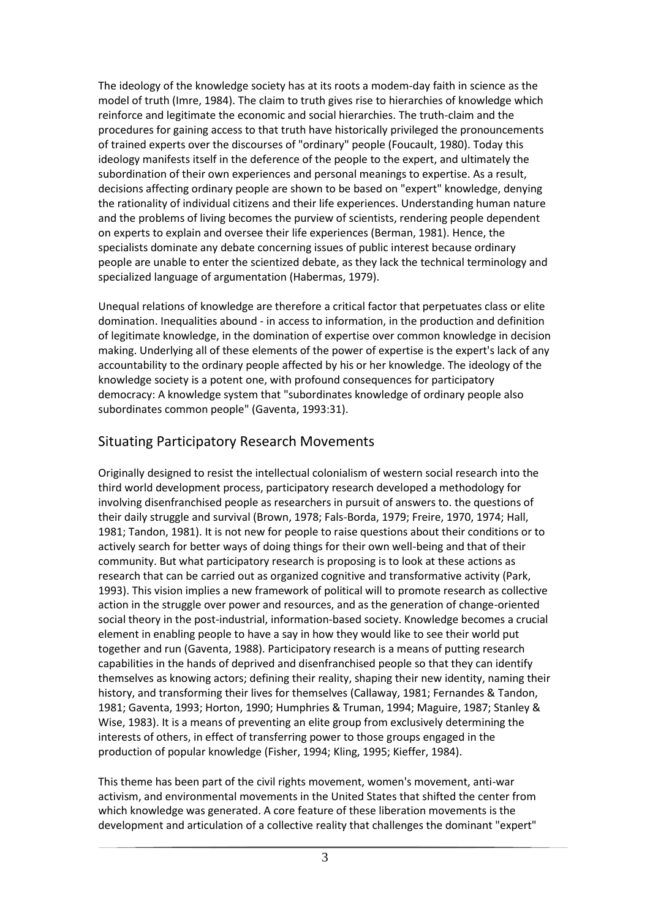The ideology of the knowledge society has at its roots a modem-day faith in science as the model of truth (Imre, 1984). The claim to truth gives rise to hierarchies of knowledge which reinforce and legitimate the economic and social hierarchies. The truth-claim and the procedures for gaining access to that truth have historically privileged the pronouncements of trained experts over the discourses of "ordinary" people (Foucault, 1980). Today this ideology manifests itself in the deference of the people to the expert, and ultimately the subordination of their own experiences and personal meanings to expertise. As a result, decisions affecting ordinary people are shown to be based on "expert" knowledge, denying the rationality of individual citizens and their life experiences. Understanding human nature and the problems of living becomes the purview of scientists, rendering people dependent on experts to explain and oversee their life experiences (Berman, 1981). Hence, the specialists dominate any debate concerning issues of public interest because ordinary people are unable to enter the scientized debate, as they lack the technical terminology and specialized language of argumentation (Habermas, 1979).

Unequal relations of knowledge are therefore a critical factor that perpetuates class or elite domination. Inequalities abound - in access to information, in the production and definition of legitimate knowledge, in the domination of expertise over common knowledge in decision making. Underlying all of these elements of the power of expertise is the expert's lack of any accountability to the ordinary people affected by his or her knowledge. The ideology of the knowledge society is a potent one, with profound consequences for participatory democracy: A knowledge system that "subordinates knowledge of ordinary people also subordinates common people" (Gaventa, 1993:31).

## Situating Participatory Research Movements

Originally designed to resist the intellectual colonialism of western social research into the third world development process, participatory research developed a methodology for involving disenfranchised people as researchers in pursuit of answers to. the questions of their daily struggle and survival (Brown, 1978; Fals-Borda, 1979; Freire, 1970, 1974; Hall, 1981; Tandon, 1981). It is not new for people to raise questions about their conditions or to actively search for better ways of doing things for their own well-being and that of their community. But what participatory research is proposing is to look at these actions as research that can be carried out as organized cognitive and transformative activity (Park, 1993). This vision implies a new framework of political will to promote research as collective action in the struggle over power and resources, and as the generation of change-oriented social theory in the post-industrial, information-based society. Knowledge becomes a crucial element in enabling people to have a say in how they would like to see their world put together and run (Gaventa, 1988). Participatory research is a means of putting research capabilities in the hands of deprived and disenfranchised people so that they can identify themselves as knowing actors; defining their reality, shaping their new identity, naming their history, and transforming their lives for themselves (Callaway, 1981; Fernandes & Tandon, 1981; Gaventa, 1993; Horton, 1990; Humphries & Truman, 1994; Maguire, 1987; Stanley & Wise, 1983). It is a means of preventing an elite group from exclusively determining the interests of others, in effect of transferring power to those groups engaged in the production of popular knowledge (Fisher, 1994; Kling, 1995; Kieffer, 1984).

This theme has been part of the civil rights movement, women's movement, anti-war activism, and environmental movements in the United States that shifted the center from which knowledge was generated. A core feature of these liberation movements is the development and articulation of a collective reality that challenges the dominant "expert"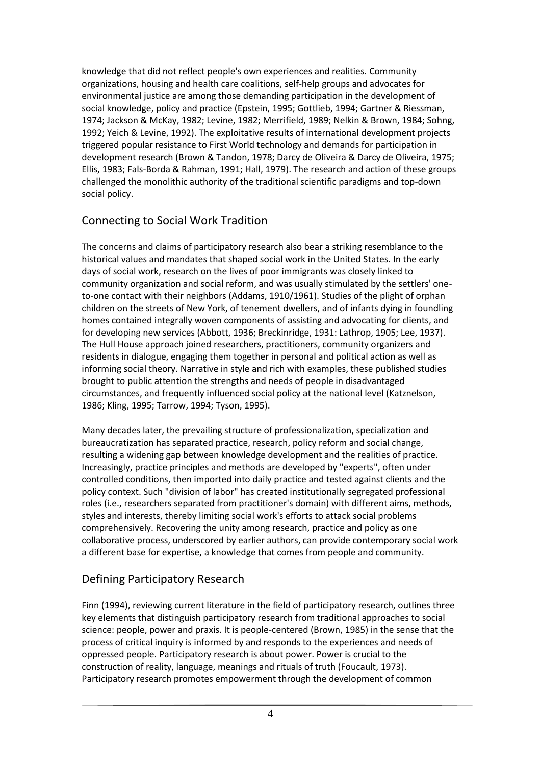knowledge that did not reflect people's own experiences and realities. Community organizations, housing and health care coalitions, self-help groups and advocates for environmental justice are among those demanding participation in the development of social knowledge, policy and practice (Epstein, 1995; Gottlieb, 1994; Gartner & Riessman, 1974; Jackson & McKay, 1982; Levine, 1982; Merrifield, 1989; Nelkin & Brown, 1984; Sohng, 1992; Yeich & Levine, 1992). The exploitative results of international development projects triggered popular resistance to First World technology and demands for participation in development research (Brown & Tandon, 1978; Darcy de Oliveira & Darcy de Oliveira, 1975; Ellis, 1983; Fals-Borda & Rahman, 1991; Hall, 1979). The research and action of these groups challenged the monolithic authority of the traditional scientific paradigms and top-down social policy.

## Connecting to Social Work Tradition

The concerns and claims of participatory research also bear a striking resemblance to the historical values and mandates that shaped social work in the United States. In the early days of social work, research on the lives of poor immigrants was closely linked to community organization and social reform, and was usually stimulated by the settlers' one-to-one contact with their neighbors (Addams, 1910/1961). Studies of the plight of orphan children on the streets of New York, of tenement dwellers, and of infants dying in foundling homes contained integrally woven components of assisting and advocating for clients, and for developing new services (Abbott, 1936; Breckinridge, 1931: Lathrop, 1905; Lee, 1937). The Hull House approach joined researchers, practitioners, community organizers and residents in dialogue, engaging them together in personal and political action as well as informing social theory. Narrative in style and rich with examples, these published studies brought to public attention the strengths and needs of people in disadvantaged circumstances, and frequently influenced social policy at the national level (Katznelson, 1986; Kling, 1995; Tarrow, 1994; Tyson, 1995).

Many decades later, the prevailing structure of professionalization, specialization and bureaucratization has separated practice, research, policy reform and social change, resulting a widening gap between knowledge development and the realities of practice. Increasingly, practice principles and methods are developed by "experts", often under controlled conditions, then imported into daily practice and tested against clients and the policy context. Such "division of labor" has created institutionally segregated professional roles (i.e., researchers separated from practitioner's domain) with different aims, methods, styles and interests, thereby limiting social work's efforts to attack social problems comprehensively. Recovering the unity among research, practice and policy as one collaborative process, underscored by earlier authors, can provide contemporary social work a different base for expertise, a knowledge that comes from people and community.

## Defining Participatory Research

Finn (1994), reviewing current literature in the field of participatory research, outlines three key elements that distinguish participatory research from traditional approaches to social science: people, power and praxis. It is people-centered (Brown, 1985) in the sense that the process of critical inquiry is informed by and responds to the experiences and needs of oppressed people. Participatory research is about power. Power is crucial to the construction of reality, language, meanings and rituals of truth (Foucault, 1973). Participatory research promotes empowerment through the development of common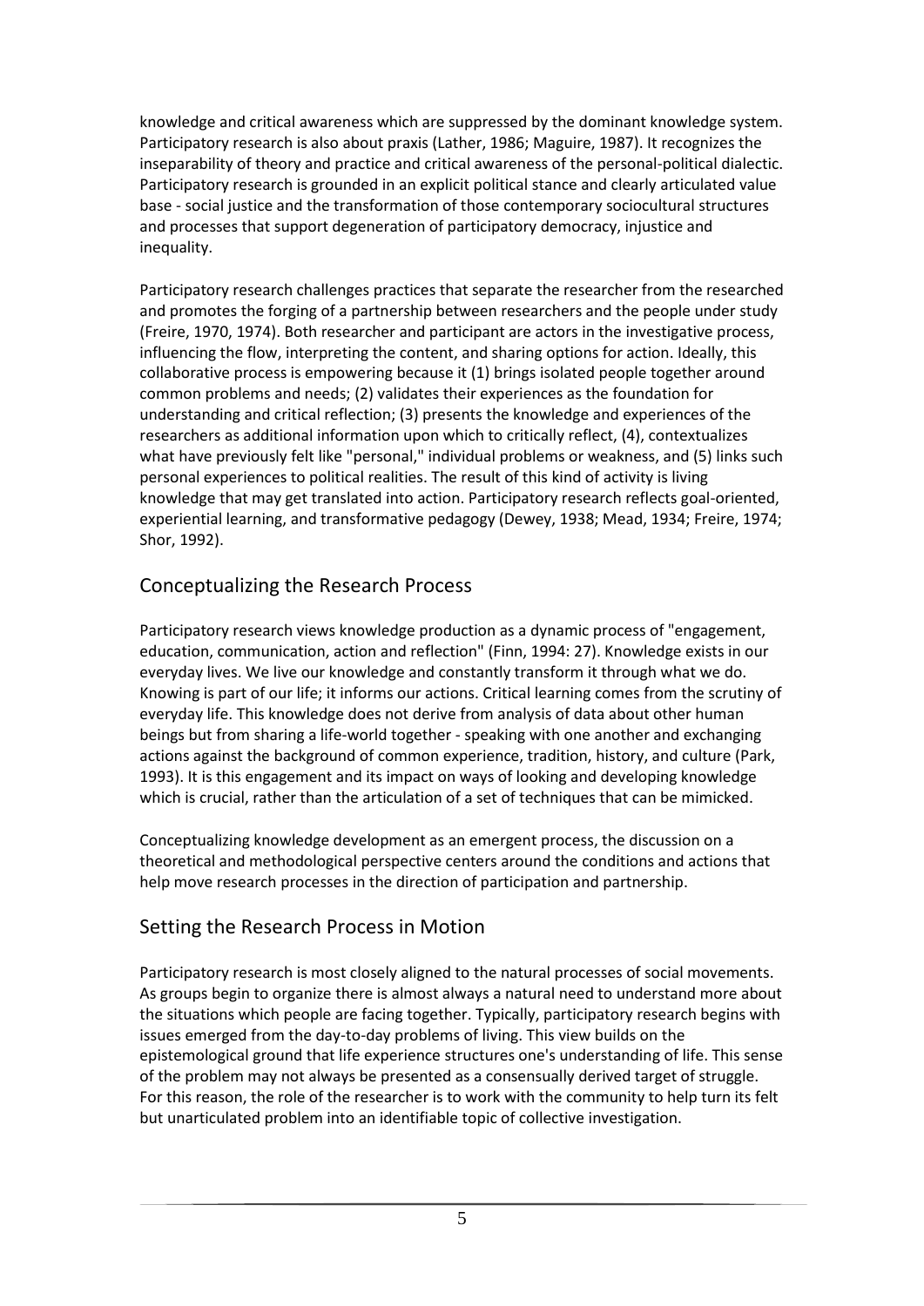knowledge and critical awareness which are suppressed by the dominant knowledge system. Participatory research is also about praxis (Lather, 1986; Maguire, 1987). It recognizes the inseparability of theory and practice and critical awareness of the personal-political dialectic. Participatory research is grounded in an explicit political stance and clearly articulated value base - social justice and the transformation of those contemporary sociocultural structures and processes that support degeneration of participatory democracy, injustice and inequality.

Participatory research challenges practices that separate the researcher from the researched and promotes the forging of a partnership between researchers and the people under study (Freire, 1970, 1974). Both researcher and participant are actors in the investigative process, influencing the flow, interpreting the content, and sharing options for action. Ideally, this collaborative process is empowering because it (1) brings isolated people together around common problems and needs; (2) validates their experiences as the foundation for understanding and critical reflection; (3) presents the knowledge and experiences of the researchers as additional information upon which to critically reflect, (4), contextualizes what have previously felt like "personal," individual problems or weakness, and (5) links such personal experiences to political realities. The result of this kind of activity is living knowledge that may get translated into action. Participatory research reflects goal-oriented, experiential learning, and transformative pedagogy (Dewey, 1938; Mead, 1934; Freire, 1974; Shor, 1992).

## Conceptualizing the Research Process

Participatory research views knowledge production as a dynamic process of "engagement, education, communication, action and reflection" (Finn, 1994: 27). Knowledge exists in our everyday lives. We live our knowledge and constantly transform it through what we do. Knowing is part of our life; it informs our actions. Critical learning comes from the scrutiny of everyday life. This knowledge does not derive from analysis of data about other human beings but from sharing a life-world together - speaking with one another and exchanging actions against the background of common experience, tradition, history, and culture (Park, 1993). It is this engagement and its impact on ways of looking and developing knowledge which is crucial, rather than the articulation of a set of techniques that can be mimicked.

Conceptualizing knowledge development as an emergent process, the discussion on a theoretical and methodological perspective centers around the conditions and actions that help move research processes in the direction of participation and partnership.

## Setting the Research Process in Motion

Participatory research is most closely aligned to the natural processes of social movements. As groups begin to organize there is almost always a natural need to understand more about the situations which people are facing together. Typically, participatory research begins with issues emerged from the day-to-day problems of living. This view builds on the epistemological ground that life experience structures one's understanding of life. This sense of the problem may not always be presented as a consensually derived target of struggle. For this reason, the role of the researcher is to work with the community to help turn its felt but unarticulated problem into an identifiable topic of collective investigation.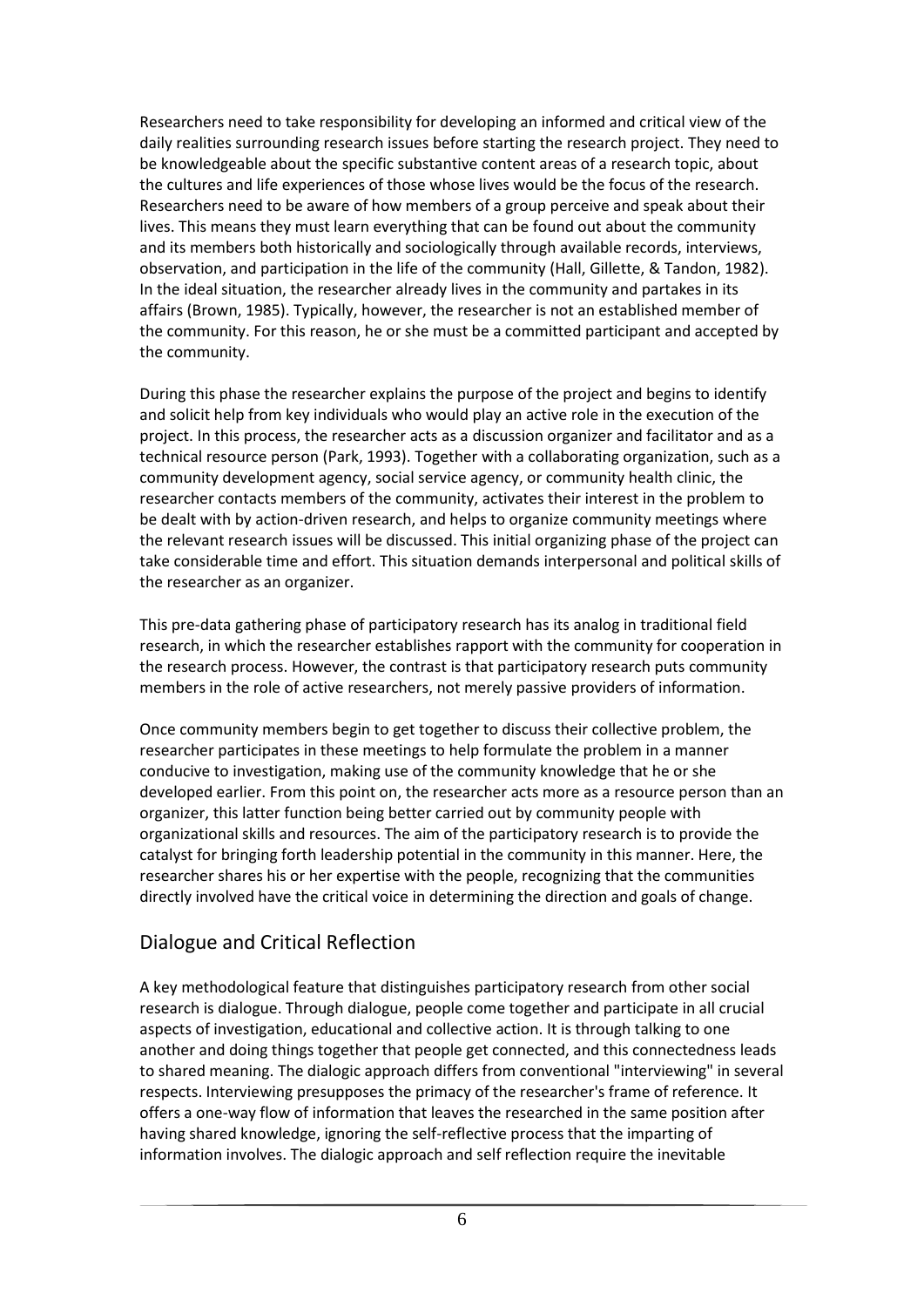Researchers need to take responsibility for developing an informed and critical view of the daily realities surrounding research issues before starting the research project. They need to be knowledgeable about the specific substantive content areas of a research topic, about the cultures and life experiences of those whose lives would be the focus of the research. Researchers need to be aware of how members of a group perceive and speak about their lives. This means they must learn everything that can be found out about the community and its members both historically and sociologically through available records, interviews, observation, and participation in the life of the community (Hall, Gillette, & Tandon, 1982). In the ideal situation, the researcher already lives in the community and partakes in its affairs (Brown, 1985). Typically, however, the researcher is not an established member of the community. For this reason, he or she must be a committed participant and accepted by the community.

During this phase the researcher explains the purpose of the project and begins to identify and solicit help from key individuals who would play an active role in the execution of the project. In this process, the researcher acts as a discussion organizer and facilitator and as a technical resource person (Park, 1993). Together with a collaborating organization, such as a community development agency, social service agency, or community health clinic, the researcher contacts members of the community, activates their interest in the problem to be dealt with by action-driven research, and helps to organize community meetings where the relevant research issues will be discussed. This initial organizing phase of the project can take considerable time and effort. This situation demands interpersonal and political skills of the researcher as an organizer.

This pre-data gathering phase of participatory research has its analog in traditional field research, in which the researcher establishes rapport with the community for cooperation in the research process. However, the contrast is that participatory research puts community members in the role of active researchers, not merely passive providers of information.

Once community members begin to get together to discuss their collective problem, the researcher participates in these meetings to help formulate the problem in a manner conducive to investigation, making use of the community knowledge that he or she developed earlier. From this point on, the researcher acts more as a resource person than an organizer, this latter function being better carried out by community people with organizational skills and resources. The aim of the participatory research is to provide the catalyst for bringing forth leadership potential in the community in this manner. Here, the researcher shares his or her expertise with the people, recognizing that the communities directly involved have the critical voice in determining the direction and goals of change.

## Dialogue and Critical Reflection

A key methodological feature that distinguishes participatory research from other social research is dialogue. Through dialogue, people come together and participate in all crucial aspects of investigation, educational and collective action. It is through talking to one another and doing things together that people get connected, and this connectedness leads to shared meaning. The dialogic approach differs from conventional "interviewing" in several respects. Interviewing presupposes the primacy of the researcher's frame of reference. It offers a one-way flow of information that leaves the researched in the same position after having shared knowledge, ignoring the self-reflective process that the imparting of information involves. The dialogic approach and self reflection require the inevitable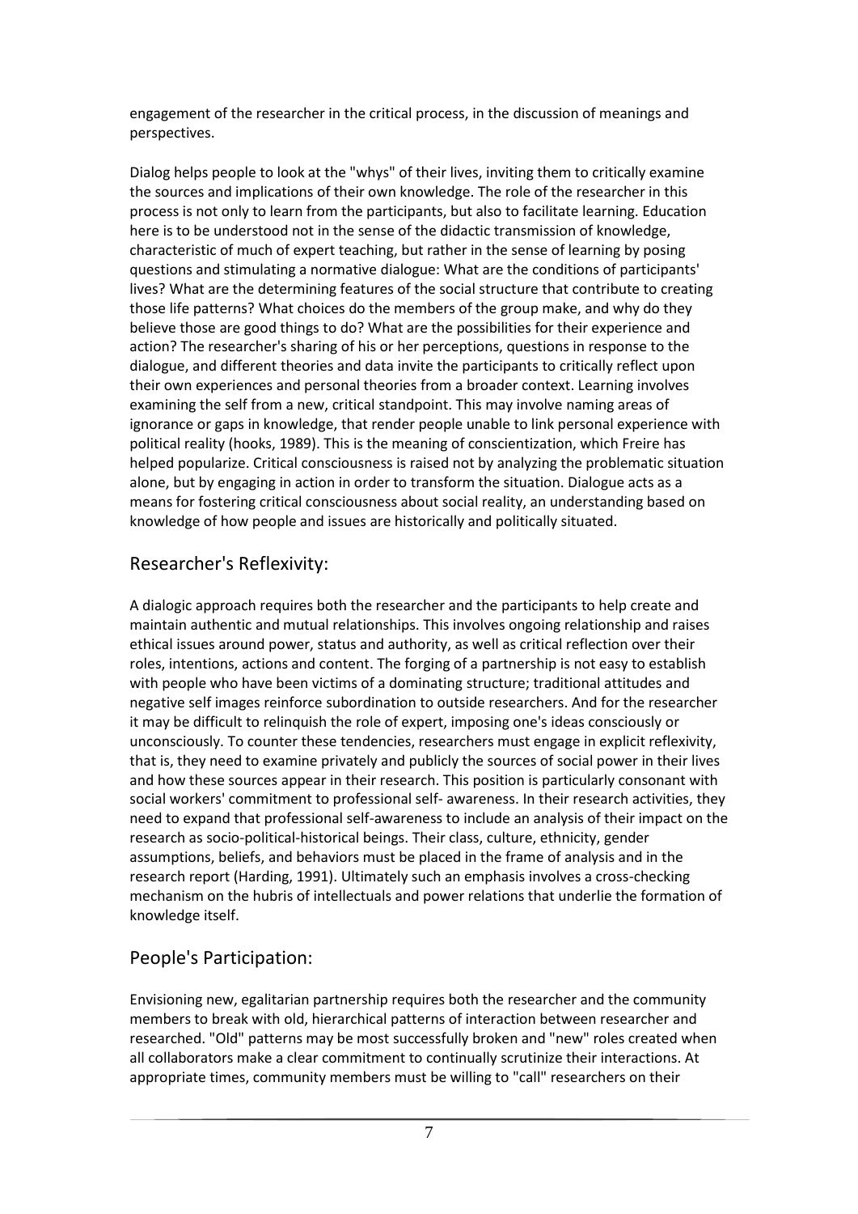engagement of the researcher in the critical process, in the discussion of meanings and perspectives.

Dialog helps people to look at the "whys" of their lives, inviting them to critically examine the sources and implications of their own knowledge. The role of the researcher in this process is not only to learn from the participants, but also to facilitate learning. Education here is to be understood not in the sense of the didactic transmission of knowledge, characteristic of much of expert teaching, but rather in the sense of learning by posing questions and stimulating a normative dialogue: What are the conditions of participants' lives? What are the determining features of the social structure that contribute to creating those life patterns? What choices do the members of the group make, and why do they believe those are good things to do? What are the possibilities for their experience and action? The researcher's sharing of his or her perceptions, questions in response to the dialogue, and different theories and data invite the participants to critically reflect upon their own experiences and personal theories from a broader context. Learning involves examining the self from a new, critical standpoint. This may involve naming areas of ignorance or gaps in knowledge, that render people unable to link personal experience with political reality (hooks, 1989). This is the meaning of conscientization, which Freire has helped popularize. Critical consciousness is raised not by analyzing the problematic situation alone, but by engaging in action in order to transform the situation. Dialogue acts as a means for fostering critical consciousness about social reality, an understanding based on knowledge of how people and issues are historically and politically situated.

## Researcher's Reflexivity:

A dialogic approach requires both the researcher and the participants to help create and maintain authentic and mutual relationships. This involves ongoing relationship and raises ethical issues around power, status and authority, as well as critical reflection over their roles, intentions, actions and content. The forging of a partnership is not easy to establish with people who have been victims of a dominating structure; traditional attitudes and negative self images reinforce subordination to outside researchers. And for the researcher it may be difficult to relinquish the role of expert, imposing one's ideas consciously or unconsciously. To counter these tendencies, researchers must engage in explicit reflexivity, that is, they need to examine privately and publicly the sources of social power in their lives and how these sources appear in their research. This position is particularly consonant with social workers' commitment to professional self- awareness. In their research activities, they need to expand that professional self-awareness to include an analysis of their impact on the research as socio-political-historical beings. Their class, culture, ethnicity, gender assumptions, beliefs, and behaviors must be placed in the frame of analysis and in the research report (Harding, 1991). Ultimately such an emphasis involves a cross-checking mechanism on the hubris of intellectuals and power relations that underlie the formation of knowledge itself.

## People's Participation:

Envisioning new, egalitarian partnership requires both the researcher and the community members to break with old, hierarchical patterns of interaction between researcher and researched. "Old" patterns may be most successfully broken and "new" roles created when all collaborators make a clear commitment to continually scrutinize their interactions. At appropriate times, community members must be willing to "call" researchers on their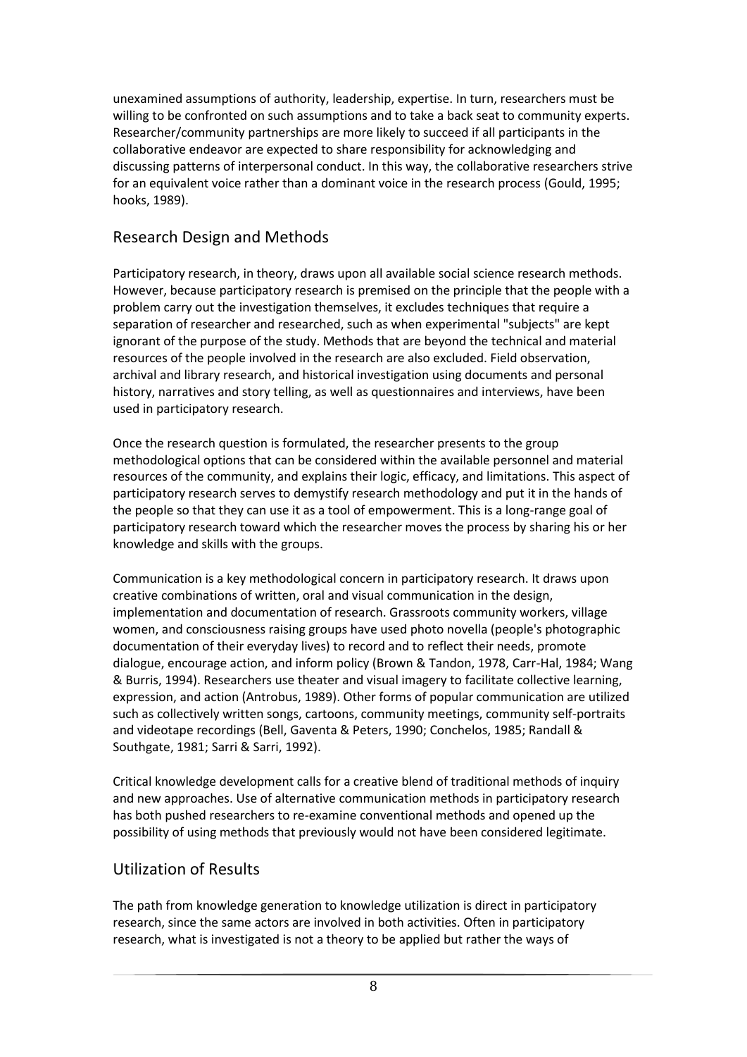unexamined assumptions of authority, leadership, expertise. In turn, researchers must be willing to be confronted on such assumptions and to take a back seat to community experts. Researcher/community partnerships are more likely to succeed if all participants in the collaborative endeavor are expected to share responsibility for acknowledging and discussing patterns of interpersonal conduct. In this way, the collaborative researchers strive for an equivalent voice rather than a dominant voice in the research process (Gould, 1995; hooks, 1989).

## Research Design and Methods

Participatory research, in theory, draws upon all available social science research methods. However, because participatory research is premised on the principle that the people with a problem carry out the investigation themselves, it excludes techniques that require a separation of researcher and researched, such as when experimental "subjects" are kept ignorant of the purpose of the study. Methods that are beyond the technical and material resources of the people involved in the research are also excluded. Field observation, archival and library research, and historical investigation using documents and personal history, narratives and story telling, as well as questionnaires and interviews, have been used in participatory research.

Once the research question is formulated, the researcher presents to the group methodological options that can be considered within the available personnel and material resources of the community, and explains their logic, efficacy, and limitations. This aspect of participatory research serves to demystify research methodology and put it in the hands of the people so that they can use it as a tool of empowerment. This is a long-range goal of participatory research toward which the researcher moves the process by sharing his or her knowledge and skills with the groups.

Communication is a key methodological concern in participatory research. It draws upon creative combinations of written, oral and visual communication in the design, implementation and documentation of research. Grassroots community workers, village women, and consciousness raising groups have used photo novella (people's photographic documentation of their everyday lives) to record and to reflect their needs, promote dialogue, encourage action, and inform policy (Brown & Tandon, 1978, Carr-Hal, 1984; Wang & Burris, 1994). Researchers use theater and visual imagery to facilitate collective learning, expression, and action (Antrobus, 1989). Other forms of popular communication are utilized such as collectively written songs, cartoons, community meetings, community self-portraits and videotape recordings (Bell, Gaventa & Peters, 1990; Conchelos, 1985; Randall & Southgate, 1981; Sarri & Sarri, 1992).

Critical knowledge development calls for a creative blend of traditional methods of inquiry and new approaches. Use of alternative communication methods in participatory research has both pushed researchers to re-examine conventional methods and opened up the possibility of using methods that previously would not have been considered legitimate.

## Utilization of Results

The path from knowledge generation to knowledge utilization is direct in participatory research, since the same actors are involved in both activities. Often in participatory research, what is investigated is not a theory to be applied but rather the ways of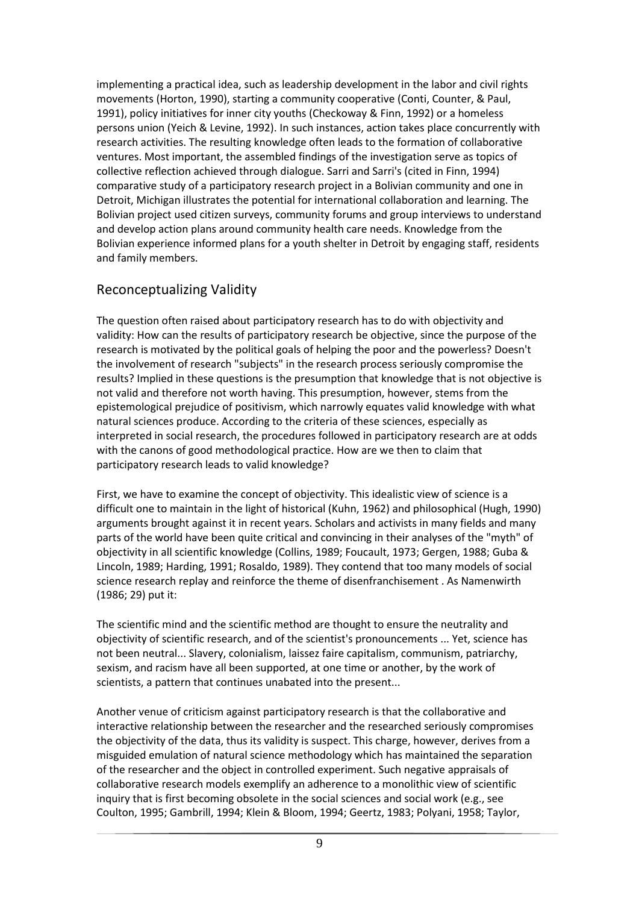implementing a practical idea, such as leadership development in the labor and civil rights movements (Horton, 1990), starting a community cooperative (Conti, Counter, & Paul, 1991), policy initiatives for inner city youths (Checkoway & Finn, 1992) or a homeless persons union (Yeich & Levine, 1992). In such instances, action takes place concurrently with research activities. The resulting knowledge often leads to the formation of collaborative ventures. Most important, the assembled findings of the investigation serve as topics of collective reflection achieved through dialogue. Sarri and Sarri's (cited in Finn, 1994) comparative study of a participatory research project in a Bolivian community and one in Detroit, Michigan illustrates the potential for international collaboration and learning. The Bolivian project used citizen surveys, community forums and group interviews to understand and develop action plans around community health care needs. Knowledge from the Bolivian experience informed plans for a youth shelter in Detroit by engaging staff, residents and family members.

## Reconceptualizing Validity

The question often raised about participatory research has to do with objectivity and validity: How can the results of participatory research be objective, since the purpose of the research is motivated by the political goals of helping the poor and the powerless? Doesn't the involvement of research "subjects" in the research process seriously compromise the results? Implied in these questions is the presumption that knowledge that is not objective is not valid and therefore not worth having. This presumption, however, stems from the epistemological prejudice of positivism, which narrowly equates valid knowledge with what natural sciences produce. According to the criteria of these sciences, especially as interpreted in social research, the procedures followed in participatory research are at odds with the canons of good methodological practice. How are we then to claim that participatory research leads to valid knowledge?

First, we have to examine the concept of objectivity. This idealistic view of science is a difficult one to maintain in the light of historical (Kuhn, 1962) and philosophical (Hugh, 1990) arguments brought against it in recent years. Scholars and activists in many fields and many parts of the world have been quite critical and convincing in their analyses of the "myth" of objectivity in all scientific knowledge (Collins, 1989; Foucault, 1973; Gergen, 1988; Guba & Lincoln, 1989; Harding, 1991; Rosaldo, 1989). They contend that too many models of social science research replay and reinforce the theme of disenfranchisement . As Namenwirth (1986; 29) put it:

The scientific mind and the scientific method are thought to ensure the neutrality and objectivity of scientific research, and of the scientist's pronouncements ... Yet, science has not been neutral... Slavery, colonialism, laissez faire capitalism, communism, patriarchy, sexism, and racism have all been supported, at one time or another, by the work of scientists, a pattern that continues unabated into the present...

Another venue of criticism against participatory research is that the collaborative and interactive relationship between the researcher and the researched seriously compromises the objectivity of the data, thus its validity is suspect. This charge, however, derives from a misguided emulation of natural science methodology which has maintained the separation of the researcher and the object in controlled experiment. Such negative appraisals of collaborative research models exemplify an adherence to a monolithic view of scientific inquiry that is first becoming obsolete in the social sciences and social work (e.g., see Coulton, 1995; Gambrill, 1994; Klein & Bloom, 1994; Geertz, 1983; Polyani, 1958; Taylor,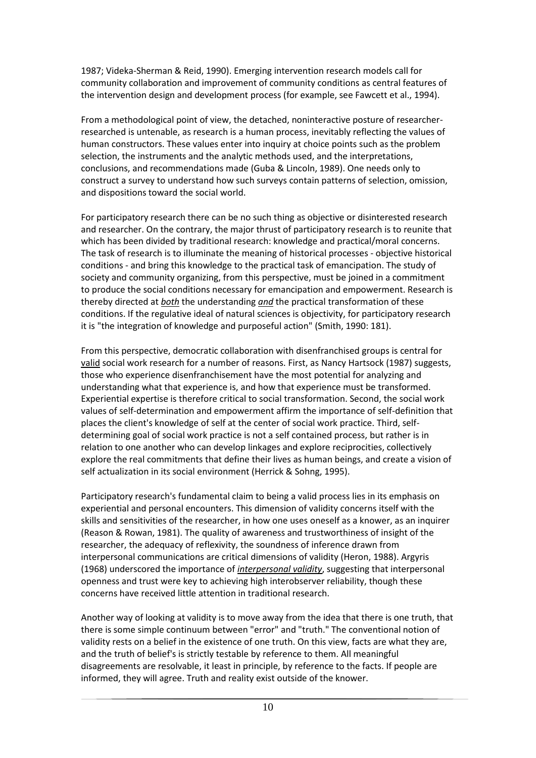1987; Videka-Sherman & Reid, 1990). Emerging intervention research models call for community collaboration and improvement of community conditions as central features of the intervention design and development process (for example, see Fawcett et al., 1994).

From a methodological point of view, the detached, noninteractive posture of researcher-researched is untenable, as research is a human process, inevitably reflecting the values of human constructors. These values enter into inquiry at choice points such as the problem selection, the instruments and the analytic methods used, and the interpretations, conclusions, and recommendations made (Guba & Lincoln, 1989). One needs only to construct a survey to understand how such surveys contain patterns of selection, omission, and dispositions toward the social world.

For participatory research there can be no such thing as objective or disinterested research and researcher. On the contrary, the major thrust of participatory research is to reunite that which has been divided by traditional research: knowledge and practical/moral concerns. The task of research is to illuminate the meaning of historical processes - objective historical conditions - and bring this knowledge to the practical task of emancipation. The study of society and community organizing, from this perspective, must be joined in a commitment to produce the social conditions necessary for emancipation and empowerment. Research is thereby directed at ***both*** the understanding ***and*** the practical transformation of these conditions. If the regulative ideal of natural sciences is objectivity, for participatory research it is "the integration of knowledge and purposeful action" (Smith, 1990: 181).

From this perspective, democratic collaboration with disenfranchised groups is central for <u>valid</u> social work research for a number of reasons. First, as Nancy Hartsock (1987) suggests, those who experience disenfranchisement have the most potential for analyzing and understanding what that experience is, and how that experience must be transformed. Experiential expertise is therefore critical to social transformation. Second, the social work values of self-determination and empowerment affirm the importance of self-definition that places the client's knowledge of self at the center of social work practice. Third, self-determining goal of social work practice is not a self contained process, but rather is in relation to one another who can develop linkages and explore reciprocities, collectively explore the real commitments that define their lives as human beings, and create a vision of self actualization in its social environment (Herrick & Sohng, 1995).

Participatory research's fundamental claim to being a valid process lies in its emphasis on experiential and personal encounters. This dimension of validity concerns itself with the skills and sensitivities of the researcher, in how one uses oneself as a knower, as an inquirer (Reason & Rowan, 1981). The quality of awareness and trustworthiness of insight of the researcher, the adequacy of reflexivity, the soundness of inference drawn from interpersonal communications are critical dimensions of validity (Heron, 1988). Argyris (1968) underscored the importance of ***interpersonal validity***, suggesting that interpersonal openness and trust were key to achieving high interobserver reliability, though these concerns have received little attention in traditional research.

Another way of looking at validity is to move away from the idea that there is one truth, that there is some simple continuum between "error" and "truth." The conventional notion of validity rests on a belief in the existence of one truth. On this view, facts are what they are, and the truth of belief's is strictly testable by reference to them. All meaningful disagreements are resolvable, it least in principle, by reference to the facts. If people are informed, they will agree. Truth and reality exist outside of the knower.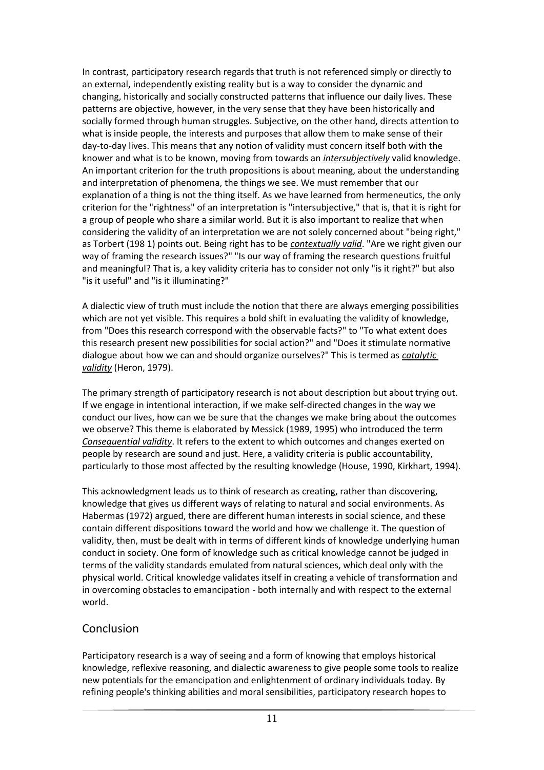In contrast, participatory research regards that truth is not referenced simply or directly to an external, independently existing reality but is a way to consider the dynamic and changing, historically and socially constructed patterns that influence our daily lives. These patterns are objective, however, in the very sense that they have been historically and socially formed through human struggles. Subjective, on the other hand, directs attention to what is inside people, the interests and purposes that allow them to make sense of their day-to-day lives. This means that any notion of validity must concern itself both with the knower and what is to be known, moving from towards an *intersubjectively* valid knowledge. An important criterion for the truth propositions is about meaning, about the understanding and interpretation of phenomena, the things we see. We must remember that our explanation of a thing is not the thing itself. As we have learned from hermeneutics, the only criterion for the "rightness" of an interpretation is "intersubjective," that is, that it is right for a group of people who share a similar world. But it is also important to realize that when considering the validity of an interpretation we are not solely concerned about "being right," as Torbert (198 1) points out. Being right has to be *contextually valid*. "Are we right given our way of framing the research issues?" "Is our way of framing the research questions fruitful and meaningful? That is, a key validity criteria has to consider not only "is it right?" but also "is it useful" and "is it illuminating?"

A dialectic view of truth must include the notion that there are always emerging possibilities which are not yet visible. This requires a bold shift in evaluating the validity of knowledge, from "Does this research correspond with the observable facts?" to "To what extent does this research present new possibilities for social action?" and "Does it stimulate normative dialogue about how we can and should organize ourselves?" This is termed as *catalytic validity* (Heron, 1979).

The primary strength of participatory research is not about description but about trying out. If we engage in intentional interaction, if we make self-directed changes in the way we conduct our lives, how can we be sure that the changes we make bring about the outcomes we observe? This theme is elaborated by Messick (1989, 1995) who introduced the term *Consequential validity*. It refers to the extent to which outcomes and changes exerted on people by research are sound and just. Here, a validity criteria is public accountability, particularly to those most affected by the resulting knowledge (House, 1990, Kirkhart, 1994).

This acknowledgment leads us to think of research as creating, rather than discovering, knowledge that gives us different ways of relating to natural and social environments. As Habermas (1972) argued, there are different human interests in social science, and these contain different dispositions toward the world and how we challenge it. The question of validity, then, must be dealt with in terms of different kinds of knowledge underlying human conduct in society. One form of knowledge such as critical knowledge cannot be judged in terms of the validity standards emulated from natural sciences, which deal only with the physical world. Critical knowledge validates itself in creating a vehicle of transformation and in overcoming obstacles to emancipation - both internally and with respect to the external world.

## Conclusion

Participatory research is a way of seeing and a form of knowing that employs historical knowledge, reflexive reasoning, and dialectic awareness to give people some tools to realize new potentials for the emancipation and enlightenment of ordinary individuals today. By refining people's thinking abilities and moral sensibilities, participatory research hopes to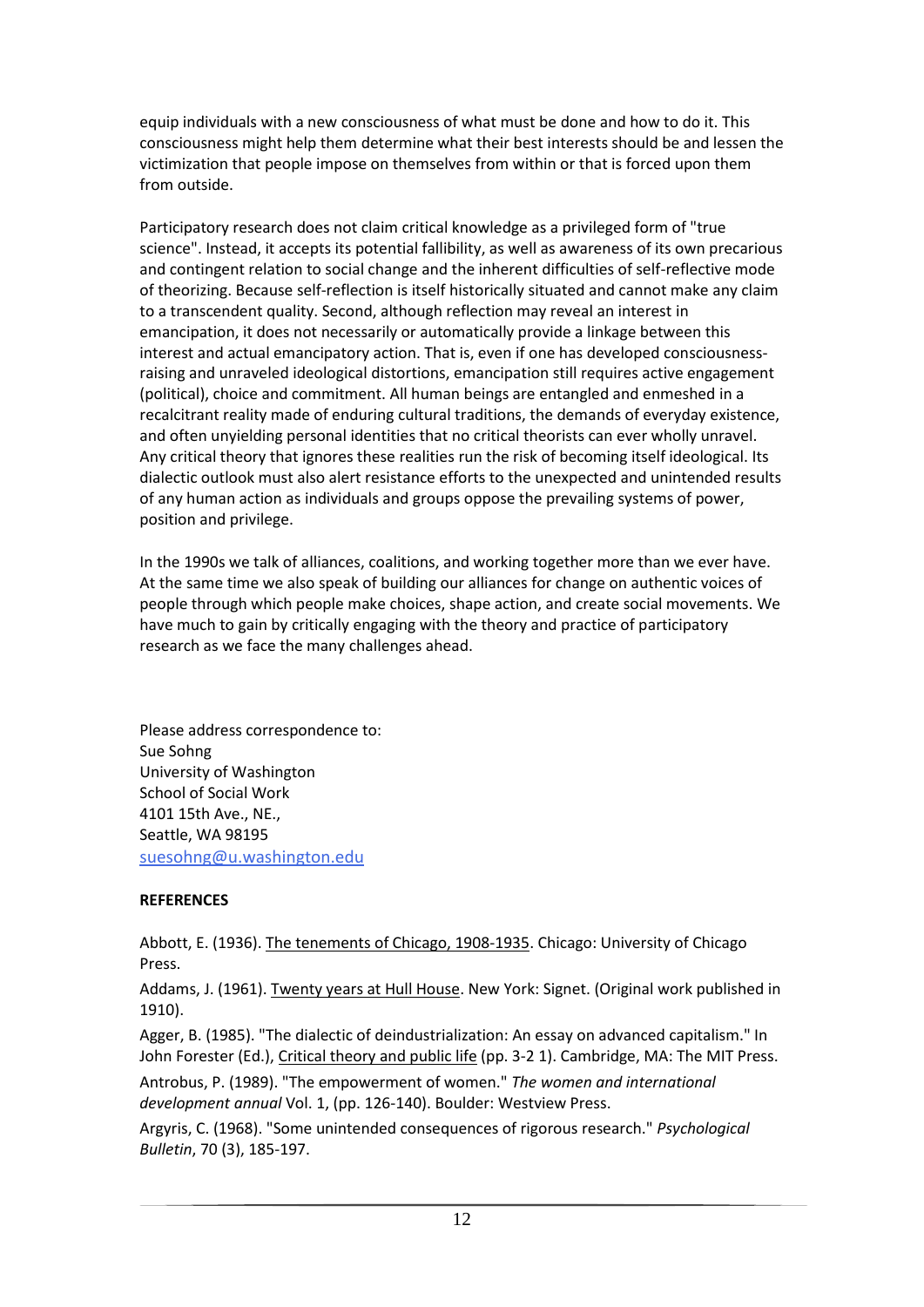equip individuals with a new consciousness of what must be done and how to do it. This consciousness might help them determine what their best interests should be and lessen the victimization that people impose on themselves from within or that is forced upon them from outside.

Participatory research does not claim critical knowledge as a privileged form of "true science". Instead, it accepts its potential fallibility, as well as awareness of its own precarious and contingent relation to social change and the inherent difficulties of self-reflective mode of theorizing. Because self-reflection is itself historically situated and cannot make any claim to a transcendent quality. Second, although reflection may reveal an interest in emancipation, it does not necessarily or automatically provide a linkage between this interest and actual emancipatory action. That is, even if one has developed consciousness-raising and unraveled ideological distortions, emancipation still requires active engagement (political), choice and commitment. All human beings are entangled and enmeshed in a recalcitrant reality made of enduring cultural traditions, the demands of everyday existence, and often unyielding personal identities that no critical theorists can ever wholly unravel. Any critical theory that ignores these realities run the risk of becoming itself ideological. Its dialectic outlook must also alert resistance efforts to the unexpected and unintended results of any human action as individuals and groups oppose the prevailing systems of power, position and privilege.

In the 1990s we talk of alliances, coalitions, and working together more than we ever have. At the same time we also speak of building our alliances for change on authentic voices of people through which people make choices, shape action, and create social movements. We have much to gain by critically engaging with the theory and practice of participatory research as we face the many challenges ahead.

Please address correspondence to:
Sue Sohng
University of Washington
School of Social Work
4101 15th Ave., NE.,
Seattle, WA 98195
suesohng@u.washington.edu

**REFERENCES**

Abbott, E. (1936). The tenements of Chicago, 1908-1935. Chicago: University of Chicago Press.

Addams, J. (1961). Twenty years at Hull House. New York: Signet. (Original work published in 1910).

Agger, B. (1985). "The dialectic of deindustrialization: An essay on advanced capitalism." In John Forester (Ed.), Critical theory and public life (pp. 3-2 1). Cambridge, MA: The MIT Press.

Antrobus, P. (1989). "The empowerment of women." *The women and international development annual* Vol. 1, (pp. 126-140). Boulder: Westview Press.

Argyris, C. (1968). "Some unintended consequences of rigorous research." *Psychological Bulletin*, 70 (3), 185-197.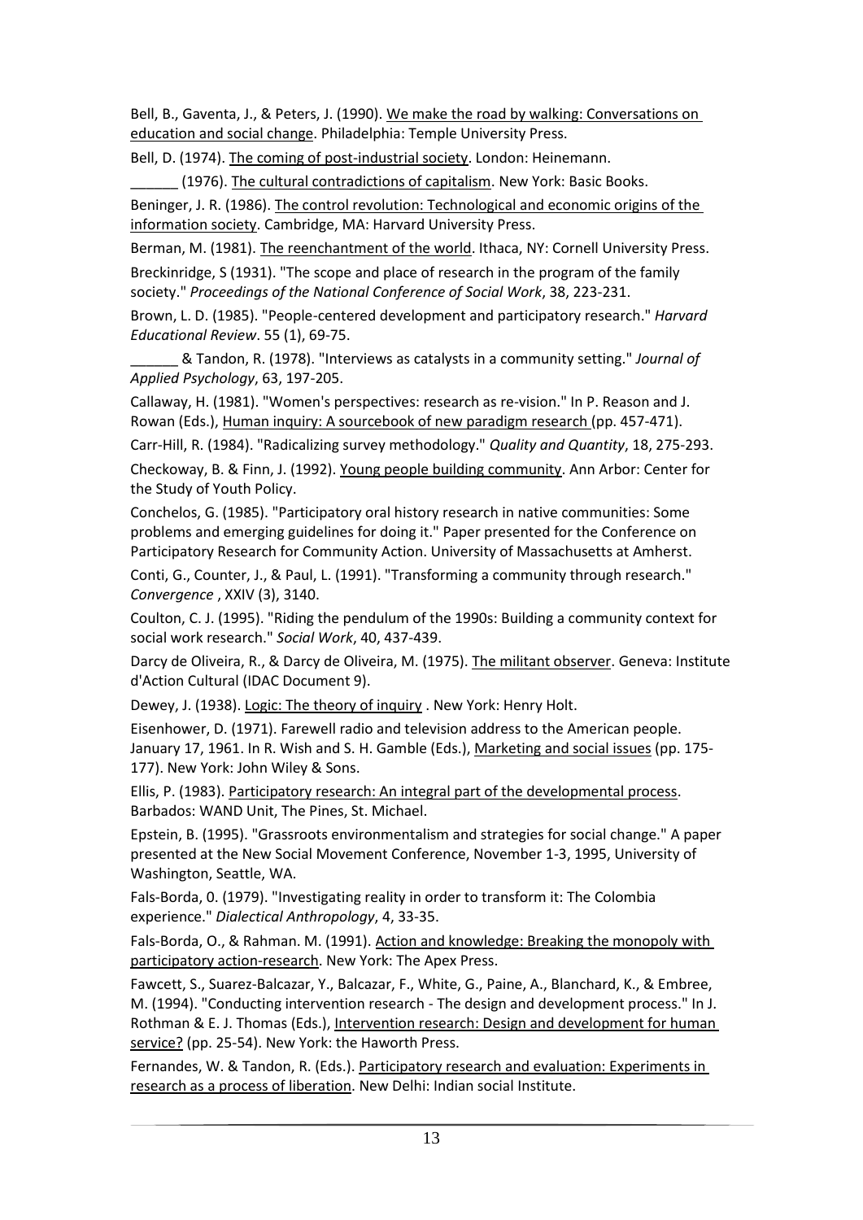Bell, B., Gaventa, J., & Peters, J. (1990). We make the road by walking: Conversations on education and social change. Philadelphia: Temple University Press.

Bell, D. (1974). The coming of post-industrial society. London: Heinemann.

______ (1976). The cultural contradictions of capitalism. New York: Basic Books.

Beninger, J. R. (1986). The control revolution: Technological and economic origins of the information society. Cambridge, MA: Harvard University Press.

Berman, M. (1981). The reenchantment of the world. Ithaca, NY: Cornell University Press.

Breckinridge, S (1931). "The scope and place of research in the program of the family society." *Proceedings of the National Conference of Social Work*, 38, 223-231.

Brown, L. D. (1985). "People-centered development and participatory research." *Harvard Educational Review*. 55 (1), 69-75.

______ & Tandon, R. (1978). "Interviews as catalysts in a community setting." *Journal of Applied Psychology*, 63, 197-205.

Callaway, H. (1981). "Women's perspectives: research as re-vision." In P. Reason and J. Rowan (Eds.), Human inquiry: A sourcebook of new paradigm research (pp. 457-471).

Carr-Hill, R. (1984). "Radicalizing survey methodology." *Quality and Quantity*, 18, 275-293.

Checkoway, B. & Finn, J. (1992). Young people building community. Ann Arbor: Center for the Study of Youth Policy.

Conchelos, G. (1985). "Participatory oral history research in native communities: Some problems and emerging guidelines for doing it." Paper presented for the Conference on Participatory Research for Community Action. University of Massachusetts at Amherst.

Conti, G., Counter, J., & Paul, L. (1991). "Transforming a community through research." *Convergence* , XXIV (3), 3140.

Coulton, C. J. (1995). "Riding the pendulum of the 1990s: Building a community context for social work research." *Social Work*, 40, 437-439.

Darcy de Oliveira, R., & Darcy de Oliveira, M. (1975). The militant observer. Geneva: Institute d'Action Cultural (IDAC Document 9).

Dewey, J. (1938). Logic: The theory of inquiry . New York: Henry Holt.

Eisenhower, D. (1971). Farewell radio and television address to the American people. January 17, 1961. In R. Wish and S. H. Gamble (Eds.), Marketing and social issues (pp. 175-177). New York: John Wiley & Sons.

Ellis, P. (1983). Participatory research: An integral part of the developmental process. Barbados: WAND Unit, The Pines, St. Michael.

Epstein, B. (1995). "Grassroots environmentalism and strategies for social change." A paper presented at the New Social Movement Conference, November 1-3, 1995, University of Washington, Seattle, WA.

Fals-Borda, 0. (1979). "Investigating reality in order to transform it: The Colombia experience." *Dialectical Anthropology*, 4, 33-35.

Fals-Borda, O., & Rahman. M. (1991). Action and knowledge: Breaking the monopoly with participatory action-research. New York: The Apex Press.

Fawcett, S., Suarez-Balcazar, Y., Balcazar, F., White, G., Paine, A., Blanchard, K., & Embree, M. (1994). "Conducting intervention research - The design and development process." In J. Rothman & E. J. Thomas (Eds.), Intervention research: Design and development for human service? (pp. 25-54). New York: the Haworth Press.

Fernandes, W. & Tandon, R. (Eds.). Participatory research and evaluation: Experiments in research as a process of liberation. New Delhi: Indian social Institute.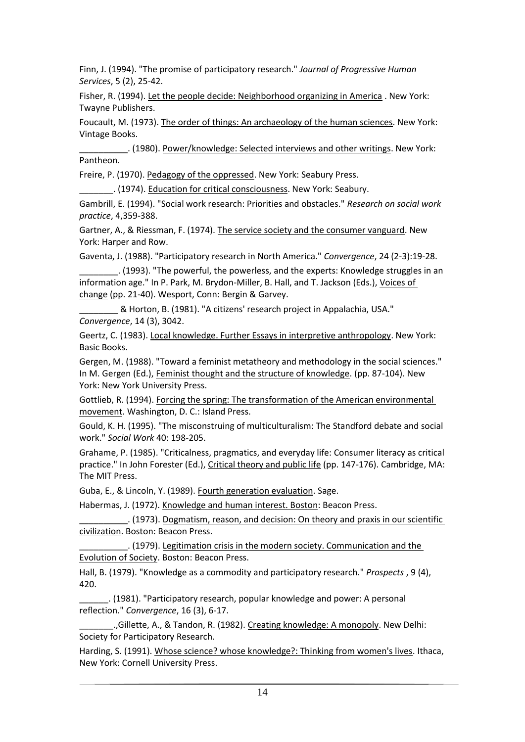Finn, J. (1994). "The promise of participatory research." *Journal of Progressive Human Services*, 5 (2), 25-42.

Fisher, R. (1994). Let the people decide: Neighborhood organizing in America . New York: Twayne Publishers.

Foucault, M. (1973). The order of things: An archaeology of the human sciences. New York: Vintage Books.

__________. (1980). Power/knowledge: Selected interviews and other writings. New York: Pantheon.

Freire, P. (1970). Pedagogy of the oppressed. New York: Seabury Press.

_______. (1974). Education for critical consciousness. New York: Seabury.

Gambrill, E. (1994). "Social work research: Priorities and obstacles." *Research on social work practice*, 4,359-388.

Gartner, A., & Riessman, F. (1974). The service society and the consumer vanguard. New York: Harper and Row.

Gaventa, J. (1988). "Participatory research in North America." *Convergence*, 24 (2-3):19-28.

________. (1993). "The powerful, the powerless, and the experts: Knowledge struggles in an information age." In P. Park, M. Brydon-Miller, B. Hall, and T. Jackson (Eds.), Voices of change (pp. 21-40). Wesport, Conn: Bergin & Garvey.

________ & Horton, B. (1981). "A citizens' research project in Appalachia, USA." *Convergence*, 14 (3), 3042.

Geertz, C. (1983). Local knowledge. Further Essays in interpretive anthropology. New York: Basic Books.

Gergen, M. (1988). "Toward a feminist metatheory and methodology in the social sciences." In M. Gergen (Ed.), Feminist thought and the structure of knowledge. (pp. 87-104). New York: New York University Press.

Gottlieb, R. (1994). Forcing the spring: The transformation of the American environmental movement. Washington, D. C.: Island Press.

Gould, K. H. (1995). "The misconstruing of multiculturalism: The Standford debate and social work." *Social Work* 40: 198-205.

Grahame, P. (1985). "Criticalness, pragmatics, and everyday life: Consumer literacy as critical practice." In John Forester (Ed.), Critical theory and public life (pp. 147-176). Cambridge, MA: The MIT Press.

Guba, E., & Lincoln, Y. (1989). Fourth generation evaluation. Sage.

Habermas, J. (1972). Knowledge and human interest. Boston: Beacon Press.

__________. (1973). Dogmatism, reason, and decision: On theory and praxis in our scientific civilization. Boston: Beacon Press.

__________. (1979). Legitimation crisis in the modern society. Communication and the Evolution of Society. Boston: Beacon Press.

Hall, B. (1979). "Knowledge as a commodity and participatory research." *Prospects* , 9 (4), 420.

______. (1981). "Participatory research, popular knowledge and power: A personal reflection." *Convergence*, 16 (3), 6-17.

_______.,Gillette, A., & Tandon, R. (1982). Creating knowledge: A monopoly. New Delhi: Society for Participatory Research.

Harding, S. (1991). Whose science? whose knowledge?: Thinking from women's lives. Ithaca, New York: Cornell University Press.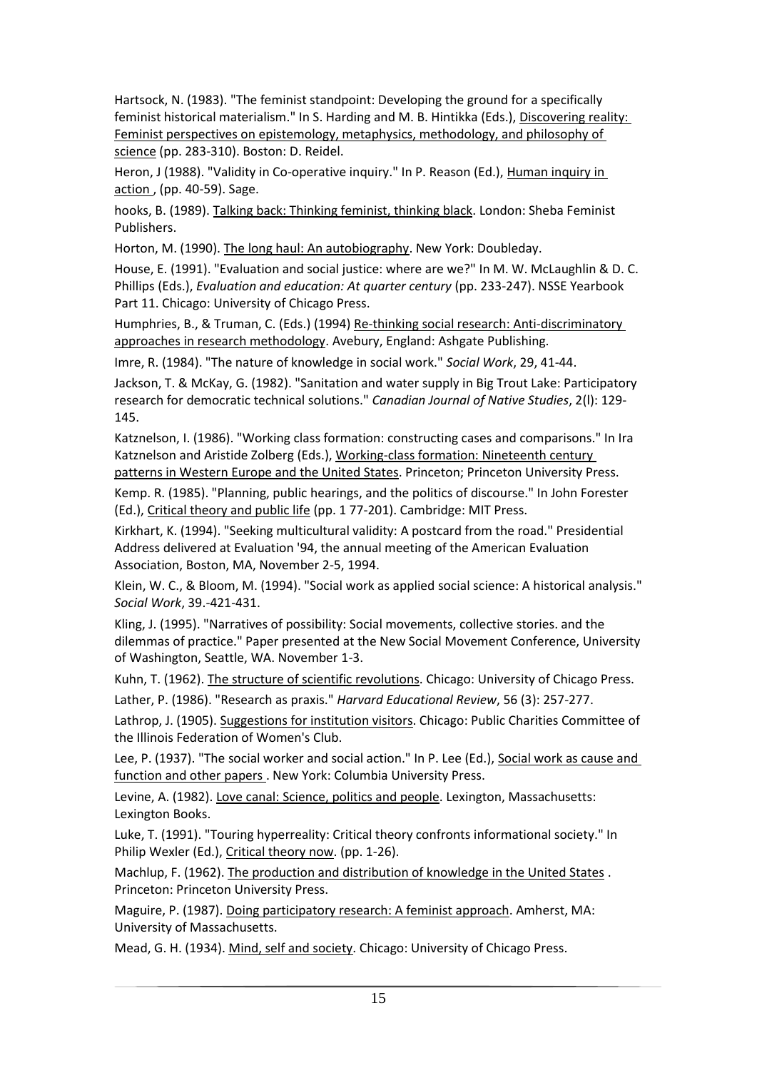Hartsock, N. (1983). "The feminist standpoint: Developing the ground for a specifically feminist historical materialism." In S. Harding and M. B. Hintikka (Eds.), Discovering reality: Feminist perspectives on epistemology, metaphysics, methodology, and philosophy of science (pp. 283-310). Boston: D. Reidel.

Heron, J (1988). "Validity in Co-operative inquiry." In P. Reason (Ed.), Human inquiry in action , (pp. 40-59). Sage.

hooks, B. (1989). Talking back: Thinking feminist, thinking black. London: Sheba Feminist Publishers.

Horton, M. (1990). The long haul: An autobiography. New York: Doubleday.

House, E. (1991). "Evaluation and social justice: where are we?" In M. W. McLaughlin & D. C. Phillips (Eds.), *Evaluation and education: At quarter century* (pp. 233-247). NSSE Yearbook Part 11. Chicago: University of Chicago Press.

Humphries, B., & Truman, C. (Eds.) (1994) Re-thinking social research: Anti-discriminatory approaches in research methodology. Avebury, England: Ashgate Publishing.

Imre, R. (1984). "The nature of knowledge in social work." *Social Work*, 29, 41-44.

Jackson, T. & McKay, G. (1982). "Sanitation and water supply in Big Trout Lake: Participatory research for democratic technical solutions." *Canadian Journal of Native Studies*, 2(l): 129-145.

Katznelson, I. (1986). "Working class formation: constructing cases and comparisons." In Ira Katznelson and Aristide Zolberg (Eds.), Working-class formation: Nineteenth century patterns in Western Europe and the United States. Princeton; Princeton University Press.

Kemp. R. (1985). "Planning, public hearings, and the politics of discourse." In John Forester (Ed.), Critical theory and public life (pp. 1 77-201). Cambridge: MIT Press.

Kirkhart, K. (1994). "Seeking multicultural validity: A postcard from the road." Presidential Address delivered at Evaluation '94, the annual meeting of the American Evaluation Association, Boston, MA, November 2-5, 1994.

Klein, W. C., & Bloom, M. (1994). "Social work as applied social science: A historical analysis." *Social Work*, 39.-421-431.

Kling, J. (1995). "Narratives of possibility: Social movements, collective stories. and the dilemmas of practice." Paper presented at the New Social Movement Conference, University of Washington, Seattle, WA. November 1-3.

Kuhn, T. (1962). The structure of scientific revolutions. Chicago: University of Chicago Press.

Lather, P. (1986). "Research as praxis." *Harvard Educational Review*, 56 (3): 257-277.

Lathrop, J. (1905). Suggestions for institution visitors. Chicago: Public Charities Committee of the Illinois Federation of Women's Club.

Lee, P. (1937). "The social worker and social action." In P. Lee (Ed.), Social work as cause and function and other papers . New York: Columbia University Press.

Levine, A. (1982). Love canal: Science, politics and people. Lexington, Massachusetts: Lexington Books.

Luke, T. (1991). "Touring hyperreality: Critical theory confronts informational society." In Philip Wexler (Ed.), Critical theory now. (pp. 1-26).

Machlup, F. (1962). The production and distribution of knowledge in the United States . Princeton: Princeton University Press.

Maguire, P. (1987). Doing participatory research: A feminist approach. Amherst, MA: University of Massachusetts.

Mead, G. H. (1934). Mind, self and society. Chicago: University of Chicago Press.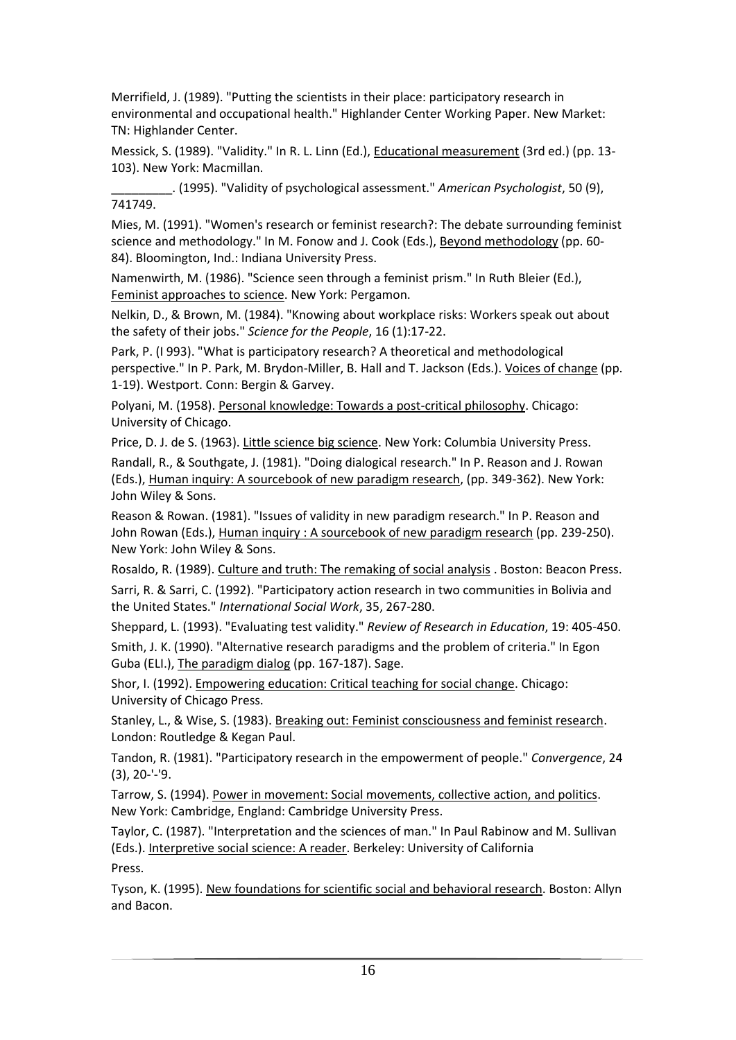Merrifield, J. (1989). "Putting the scientists in their place: participatory research in environmental and occupational health." Highlander Center Working Paper. New Market: TN: Highlander Center.

Messick, S. (1989). "Validity." In R. L. Linn (Ed.), <u>Educational measurement</u> (3rd ed.) (pp. 13-103). New York: Macmillan.

_________. (1995). "Validity of psychological assessment." *American Psychologist*, 50 (9), 741749.

Mies, M. (1991). "Women's research or feminist research?: The debate surrounding feminist science and methodology." In M. Fonow and J. Cook (Eds.), <u>Beyond methodology</u> (pp. 60-84). Bloomington, Ind.: Indiana University Press.

Namenwirth, M. (1986). "Science seen through a feminist prism." In Ruth Bleier (Ed.), <u>Feminist approaches to science</u>. New York: Pergamon.

Nelkin, D., & Brown, M. (1984). "Knowing about workplace risks: Workers speak out about the safety of their jobs." *Science for the People*, 16 (1):17-22.

Park, P. (I 993). "What is participatory research? A theoretical and methodological perspective." In P. Park, M. Brydon-Miller, B. Hall and T. Jackson (Eds.). <u>Voices of change</u> (pp. 1-19). Westport. Conn: Bergin & Garvey.

Polyani, M. (1958). <u>Personal knowledge: Towards a post-critical philosophy</u>. Chicago: University of Chicago.

Price, D. J. de S. (1963). <u>Little science big science</u>. New York: Columbia University Press.

Randall, R., & Southgate, J. (1981). "Doing dialogical research." In P. Reason and J. Rowan (Eds.), <u>Human inquiry: A sourcebook of new paradigm research</u>, (pp. 349-362). New York: John Wiley & Sons.

Reason & Rowan. (1981). "Issues of validity in new paradigm research." In P. Reason and John Rowan (Eds.), <u>Human inquiry : A sourcebook of new paradigm research</u> (pp. 239-250). New York: John Wiley & Sons.

Rosaldo, R. (1989). <u>Culture and truth: The remaking of social analysis</u> . Boston: Beacon Press.

Sarri, R. & Sarri, C. (1992). "Participatory action research in two communities in Bolivia and the United States." *International Social Work*, 35, 267-280.

Sheppard, L. (1993). "Evaluating test validity." *Review of Research in Education*, 19: 405-450.

Smith, J. K. (1990). "Alternative research paradigms and the problem of criteria." In Egon Guba (ELI.), <u>The paradigm dialog</u> (pp. 167-187). Sage.

Shor, I. (1992). <u>Empowering education: Critical teaching for social change</u>. Chicago: University of Chicago Press.

Stanley, L., & Wise, S. (1983). <u>Breaking out: Feminist consciousness and feminist research</u>. London: Routledge & Kegan Paul.

Tandon, R. (1981). "Participatory research in the empowerment of people." *Convergence*, 24 (3), 20-'-'9.

Tarrow, S. (1994). <u>Power in movement: Social movements, collective action, and politics</u>. New York: Cambridge, England: Cambridge University Press.

Taylor, C. (1987). "Interpretation and the sciences of man." In Paul Rabinow and M. Sullivan (Eds.). <u>Interpretive social science: A reader</u>. Berkeley: University of California Press.

Tyson, K. (1995). <u>New foundations for scientific social and behavioral research</u>. Boston: Allyn and Bacon.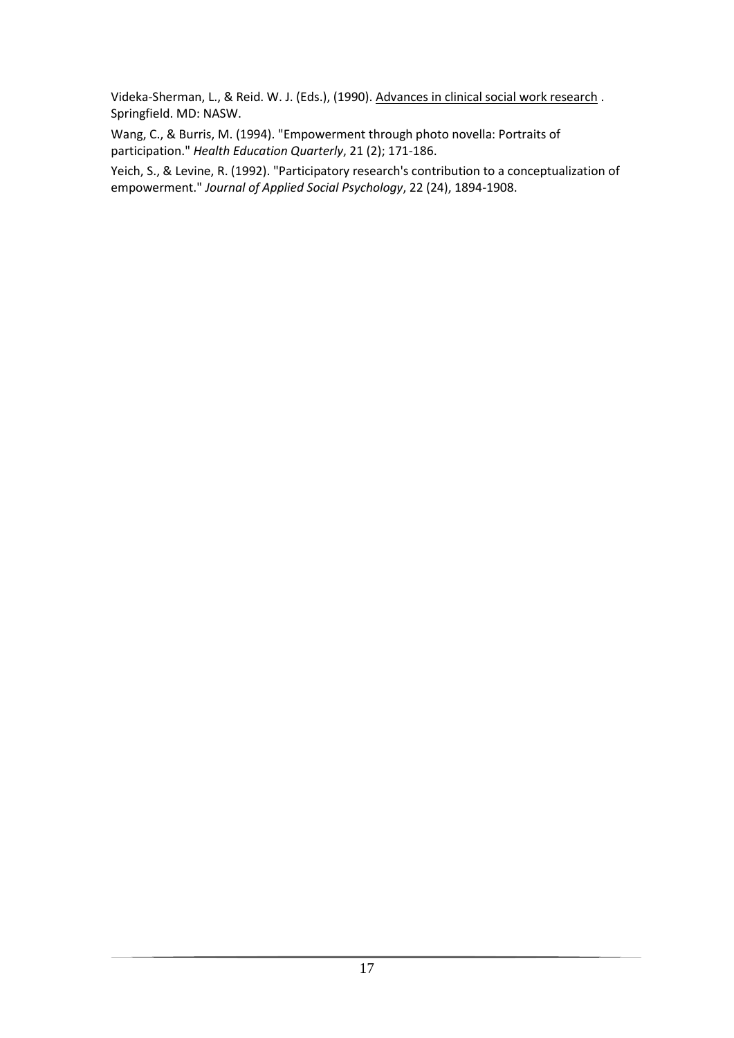Videka-Sherman, L., & Reid. W. J. (Eds.), (1990). Advances in clinical social work research . Springfield. MD: NASW.

Wang, C., & Burris, M. (1994). "Empowerment through photo novella: Portraits of participation." *Health Education Quarterly*, 21 (2); 171-186.

Yeich, S., & Levine, R. (1992). "Participatory research's contribution to a conceptualization of empowerment." *Journal of Applied Social Psychology*, 22 (24), 1894-1908.